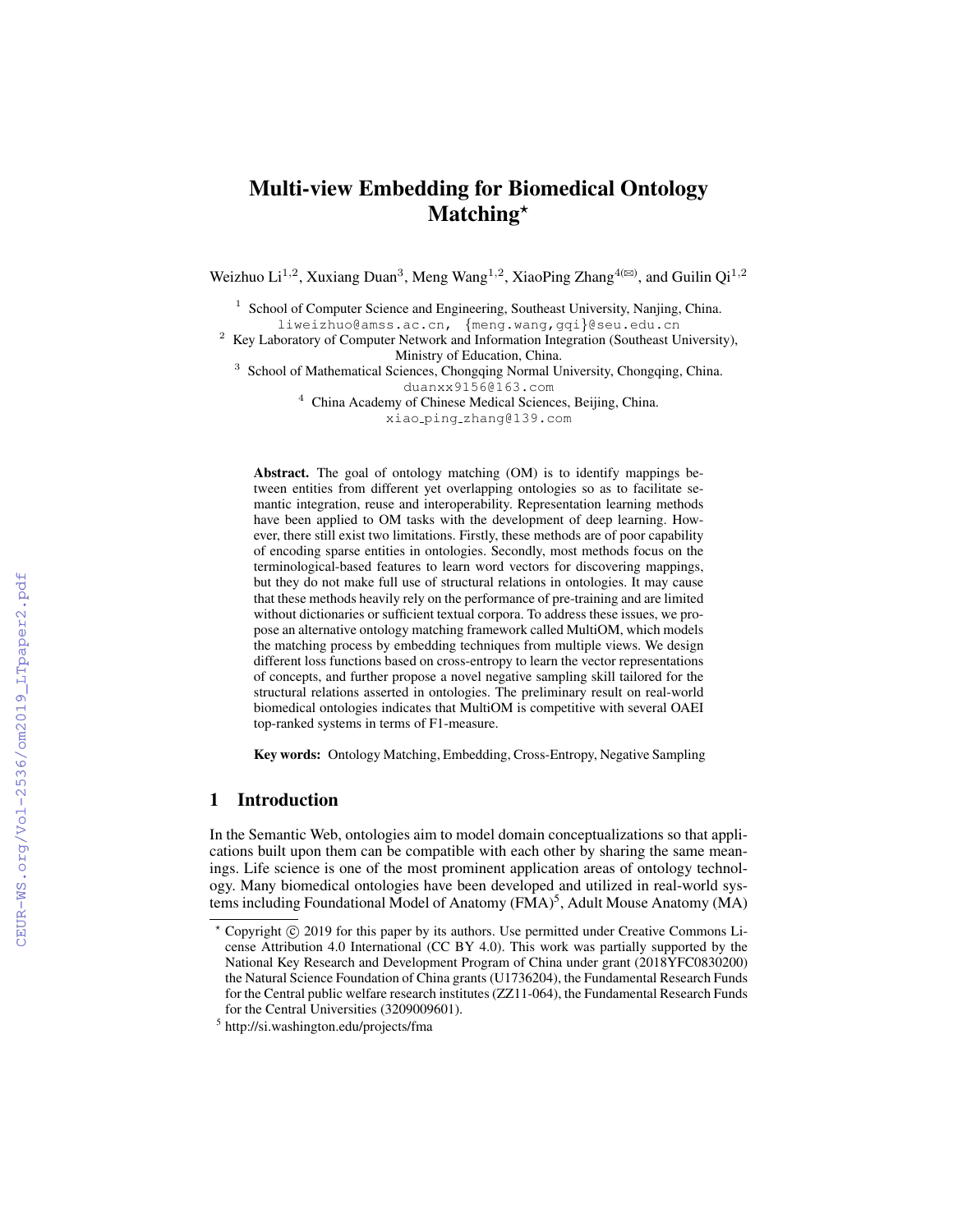# Multi-view Embedding for Biomedical Ontology Matching*

Weizhuo Li[1,2], Xuxiang Duan[3], Meng Wang[1,2], XiaoPing Zhang[4(✉)], and Guilin Qi[1,2]

[1] School of Computer Science and Engineering, Southeast University, Nanjing, China.
liweizhuo@amss.ac.cn, {meng.wang,gqi}@seu.edu.cn

[2] Key Laboratory of Computer Network and Information Integration (Southeast University), Ministry of Education, China.

[3] School of Mathematical Sciences, Chongqing Normal University, Chongqing, China.
duanxx9156@163.com

[4] China Academy of Chinese Medical Sciences, Beijing, China.
xiao_ping_zhang@139.com

**Abstract.** The goal of ontology matching (OM) is to identify mappings between entities from different yet overlapping ontologies so as to facilitate semantic integration, reuse and interoperability. Representation learning methods have been applied to OM tasks with the development of deep learning. However, there still exist two limitations. Firstly, these methods are of poor capability of encoding sparse entities in ontologies. Secondly, most methods focus on the terminological-based features to learn word vectors for discovering mappings, but they do not make full use of structural relations in ontologies. It may cause that these methods heavily rely on the performance of pre-training and are limited without dictionaries or sufficient textual corpora. To address these issues, we propose an alternative ontology matching framework called MultiOM, which models the matching process by embedding techniques from multiple views. We design different loss functions based on cross-entropy to learn the vector representations of concepts, and further propose a novel negative sampling skill tailored for the structural relations asserted in ontologies. The preliminary result on real-world biomedical ontologies indicates that MultiOM is competitive with several OAEI top-ranked systems in terms of F1-measure.

**Key words:** Ontology Matching, Embedding, Cross-Entropy, Negative Sampling

## 1 Introduction

In the Semantic Web, ontologies aim to model domain conceptualizations so that applications built upon them can be compatible with each other by sharing the same meanings. Life science is one of the most prominent application areas of ontology technology. Many biomedical ontologies have been developed and utilized in real-world systems including Foundational Model of Anatomy (FMA)[5], Adult Mouse Anatomy (MA)

---

* Copyright © 2019 for this paper by its authors. Use permitted under Creative Commons License Attribution 4.0 International (CC BY 4.0). This work was partially supported by the National Key Research and Development Program of China under grant (2018YFC0830200) the Natural Science Foundation of China grants (U1736204), the Fundamental Research Funds for the Central public welfare research institutes (ZZ11-064), the Fundamental Research Funds for the Central Universities (3209009601).

[5] http://si.washington.edu/projects/fma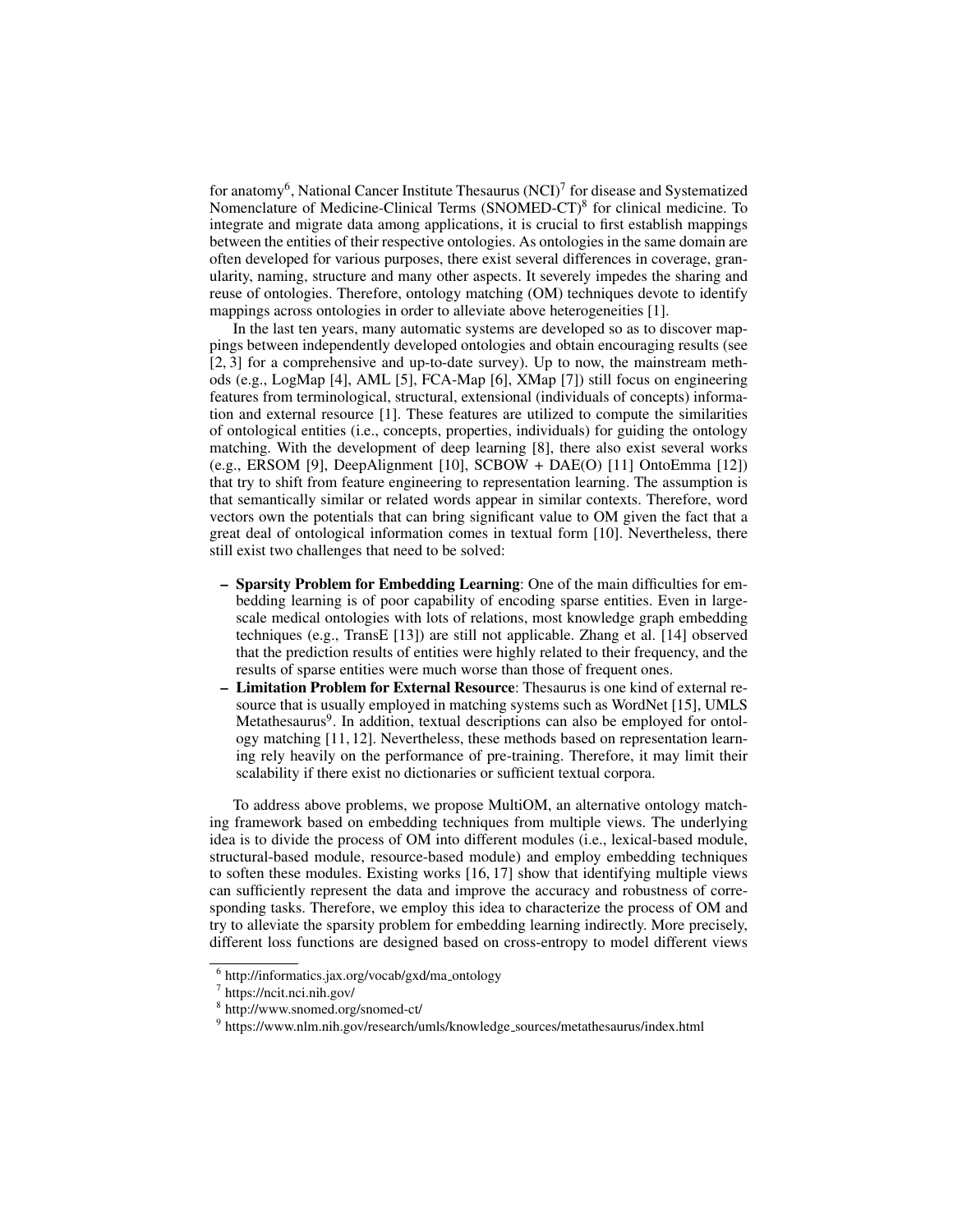for anatomy[6], National Cancer Institute Thesaurus (NCI)[7] for disease and Systematized Nomenclature of Medicine-Clinical Terms (SNOMED-CT)[8] for clinical medicine. To integrate and migrate data among applications, it is crucial to first establish mappings between the entities of their respective ontologies. As ontologies in the same domain are often developed for various purposes, there exist several differences in coverage, granularity, naming, structure and many other aspects. It severely impedes the sharing and reuse of ontologies. Therefore, ontology matching (OM) techniques devote to identify mappings across ontologies in order to alleviate above heterogeneities [1].

In the last ten years, many automatic systems are developed so as to discover mappings between independently developed ontologies and obtain encouraging results (see [2, 3] for a comprehensive and up-to-date survey). Up to now, the mainstream methods (e.g., LogMap [4], AML [5], FCA-Map [6], XMap [7]) still focus on engineering features from terminological, structural, extensional (individuals of concepts) information and external resource [1]. These features are utilized to compute the similarities of ontological entities (i.e., concepts, properties, individuals) for guiding the ontology matching. With the development of deep learning [8], there also exist several works (e.g., ERSOM [9], DeepAlignment [10], SCBOW + DAE(O) [11] OntoEmma [12]) that try to shift from feature engineering to representation learning. The assumption is that semantically similar or related words appear in similar contexts. Therefore, word vectors own the potentials that can bring significant value to OM given the fact that a great deal of ontological information comes in textual form [10]. Nevertheless, there still exist two challenges that need to be solved:

- **Sparsity Problem for Embedding Learning**: One of the main difficulties for embedding learning is of poor capability of encoding sparse entities. Even in large-scale medical ontologies with lots of relations, most knowledge graph embedding techniques (e.g., TransE [13]) are still not applicable. Zhang et al. [14] observed that the prediction results of entities were highly related to their frequency, and the results of sparse entities were much worse than those of frequent ones.
- **Limitation Problem for External Resource**: Thesaurus is one kind of external resource that is usually employed in matching systems such as WordNet [15], UMLS Metathesaurus[9]. In addition, textual descriptions can also be employed for ontology matching [11, 12]. Nevertheless, these methods based on representation learning rely heavily on the performance of pre-training. Therefore, it may limit their scalability if there exist no dictionaries or sufficient textual corpora.

To address above problems, we propose MultiOM, an alternative ontology matching framework based on embedding techniques from multiple views. The underlying idea is to divide the process of OM into different modules (i.e., lexical-based module, structural-based module, resource-based module) and employ embedding techniques to soften these modules. Existing works [16, 17] show that identifying multiple views can sufficiently represent the data and improve the accuracy and robustness of corresponding tasks. Therefore, we employ this idea to characterize the process of OM and try to alleviate the sparsity problem for embedding learning indirectly. More precisely, different loss functions are designed based on cross-entropy to model different views

[6] http://informatics.jax.org/vocab/gxd/ma_ontology

[7] https://ncit.nci.nih.gov/

[8] http://www.snomed.org/snomed-ct/

[9] https://www.nlm.nih.gov/research/umls/knowledge_sources/metathesaurus/index.html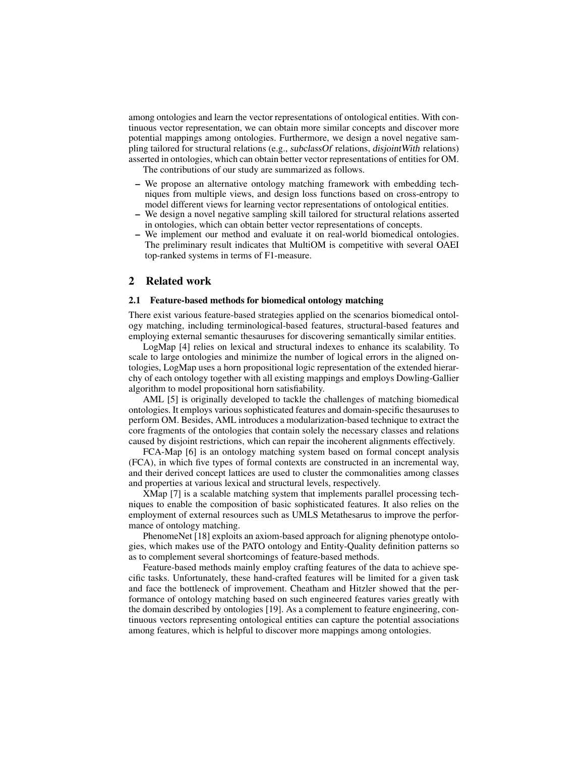among ontologies and learn the vector representations of ontological entities. With continuous vector representation, we can obtain more similar concepts and discover more potential mappings among ontologies. Furthermore, we design a novel negative sampling tailored for structural relations (e.g., *subclassOf* relations, *disjointWith* relations) asserted in ontologies, which can obtain better vector representations of entities for OM.

The contributions of our study are summarized as follows.

- We propose an alternative ontology matching framework with embedding techniques from multiple views, and design loss functions based on cross-entropy to model different views for learning vector representations of ontological entities.
- We design a novel negative sampling skill tailored for structural relations asserted in ontologies, which can obtain better vector representations of concepts.
- We implement our method and evaluate it on real-world biomedical ontologies. The preliminary result indicates that MultiOM is competitive with several OAEI top-ranked systems in terms of F1-measure.

## 2 Related work

### 2.1 Feature-based methods for biomedical ontology matching

There exist various feature-based strategies applied on the scenarios biomedical ontology matching, including terminological-based features, structural-based features and employing external semantic thesauruses for discovering semantically similar entities.

LogMap [4] relies on lexical and structural indexes to enhance its scalability. To scale to large ontologies and minimize the number of logical errors in the aligned ontologies, LogMap uses a horn propositional logic representation of the extended hierarchy of each ontology together with all existing mappings and employs Dowling-Gallier algorithm to model propositional horn satisfiability.

AML [5] is originally developed to tackle the challenges of matching biomedical ontologies. It employs various sophisticated features and domain-specific thesauruses to perform OM. Besides, AML introduces a modularization-based technique to extract the core fragments of the ontologies that contain solely the necessary classes and relations caused by disjoint restrictions, which can repair the incoherent alignments effectively.

FCA-Map [6] is an ontology matching system based on formal concept analysis (FCA), in which five types of formal contexts are constructed in an incremental way, and their derived concept lattices are used to cluster the commonalities among classes and properties at various lexical and structural levels, respectively.

XMap [7] is a scalable matching system that implements parallel processing techniques to enable the composition of basic sophisticated features. It also relies on the employment of external resources such as UMLS Metathesarus to improve the performance of ontology matching.

PhenomeNet [18] exploits an axiom-based approach for aligning phenotype ontologies, which makes use of the PATO ontology and Entity-Quality definition patterns so as to complement several shortcomings of feature-based methods.

Feature-based methods mainly employ crafting features of the data to achieve specific tasks. Unfortunately, these hand-crafted features will be limited for a given task and face the bottleneck of improvement. Cheatham and Hitzler showed that the performance of ontology matching based on such engineered features varies greatly with the domain described by ontologies [19]. As a complement to feature engineering, continuous vectors representing ontological entities can capture the potential associations among features, which is helpful to discover more mappings among ontologies.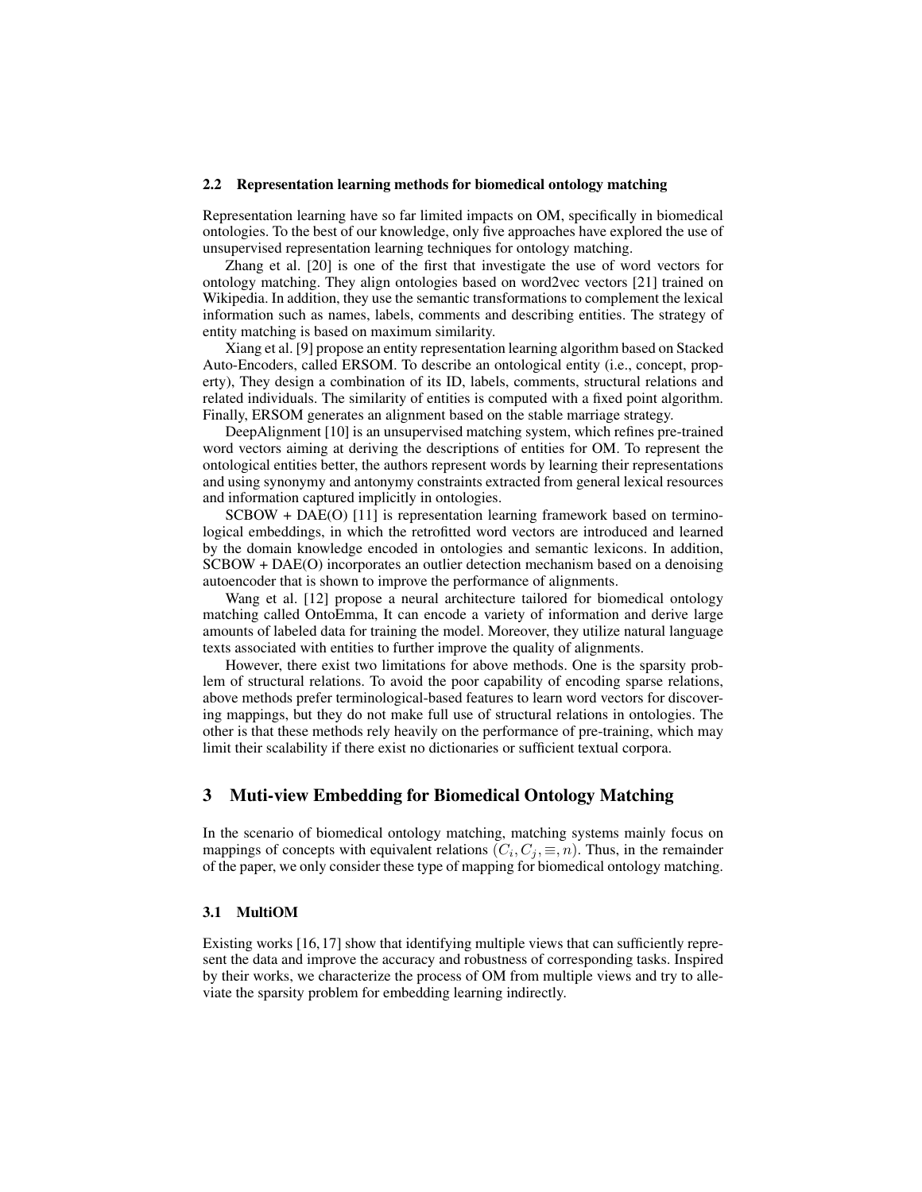### 2.2 Representation learning methods for biomedical ontology matching

Representation learning have so far limited impacts on OM, specifically in biomedical ontologies. To the best of our knowledge, only five approaches have explored the use of unsupervised representation learning techniques for ontology matching.

Zhang et al. [20] is one of the first that investigate the use of word vectors for ontology matching. They align ontologies based on word2vec vectors [21] trained on Wikipedia. In addition, they use the semantic transformations to complement the lexical information such as names, labels, comments and describing entities. The strategy of entity matching is based on maximum similarity.

Xiang et al. [9] propose an entity representation learning algorithm based on Stacked Auto-Encoders, called ERSOM. To describe an ontological entity (i.e., concept, property), They design a combination of its ID, labels, comments, structural relations and related individuals. The similarity of entities is computed with a fixed point algorithm. Finally, ERSOM generates an alignment based on the stable marriage strategy.

DeepAlignment [10] is an unsupervised matching system, which refines pre-trained word vectors aiming at deriving the descriptions of entities for OM. To represent the ontological entities better, the authors represent words by learning their representations and using synonymy and antonymy constraints extracted from general lexical resources and information captured implicitly in ontologies.

SCBOW + DAE(O) [11] is representation learning framework based on terminological embeddings, in which the retrofitted word vectors are introduced and learned by the domain knowledge encoded in ontologies and semantic lexicons. In addition, SCBOW + DAE(O) incorporates an outlier detection mechanism based on a denoising autoencoder that is shown to improve the performance of alignments.

Wang et al. [12] propose a neural architecture tailored for biomedical ontology matching called OntoEmma, It can encode a variety of information and derive large amounts of labeled data for training the model. Moreover, they utilize natural language texts associated with entities to further improve the quality of alignments.

However, there exist two limitations for above methods. One is the sparsity problem of structural relations. To avoid the poor capability of encoding sparse relations, above methods prefer terminological-based features to learn word vectors for discovering mappings, but they do not make full use of structural relations in ontologies. The other is that these methods rely heavily on the performance of pre-training, which may limit their scalability if there exist no dictionaries or sufficient textual corpora.

## 3 Muti-view Embedding for Biomedical Ontology Matching

In the scenario of biomedical ontology matching, matching systems mainly focus on mappings of concepts with equivalent relations $(C_i, C_j, \equiv, n)$. Thus, in the remainder of the paper, we only consider these type of mapping for biomedical ontology matching.

### 3.1 MultiOM

Existing works [16, 17] show that identifying multiple views that can sufficiently represent the data and improve the accuracy and robustness of corresponding tasks. Inspired by their works, we characterize the process of OM from multiple views and try to alleviate the sparsity problem for embedding learning indirectly.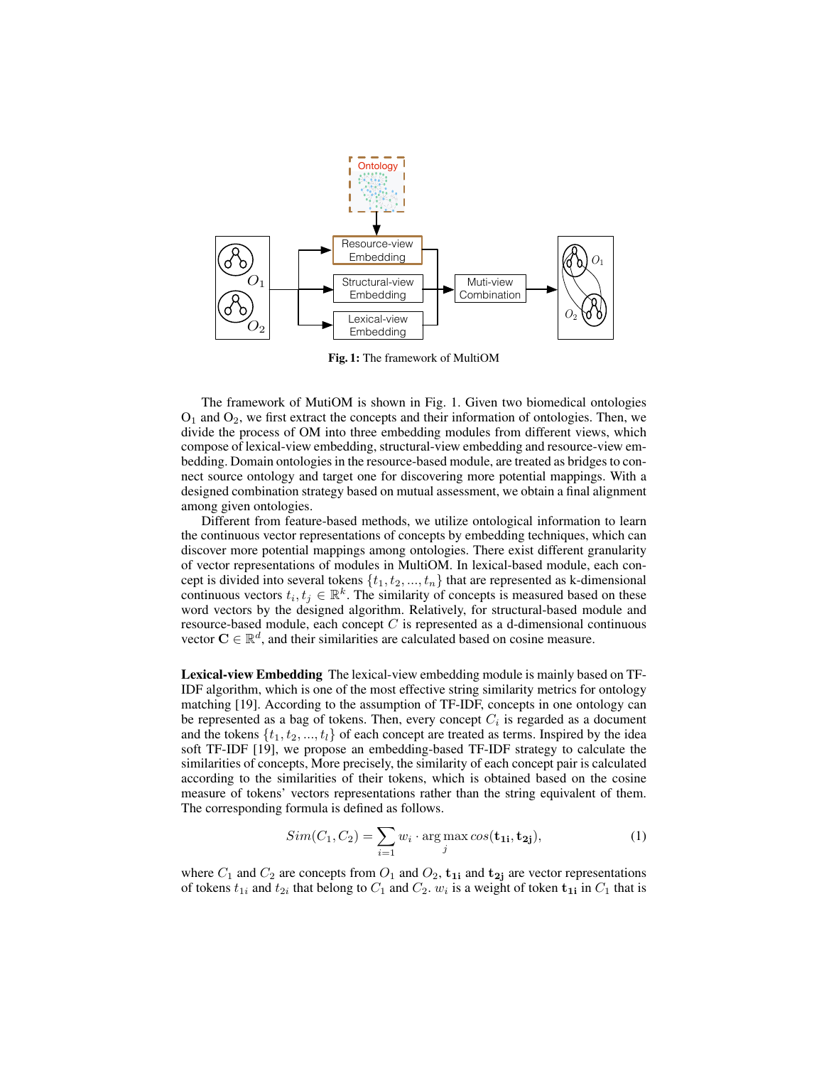**Fig. 1:** The framework of MultiOM

The framework of MutiOM is shown in Fig. 1. Given two biomedical ontologies $O_1$ and $O_2$, we first extract the concepts and their information of ontologies. Then, we divide the process of OM into three embedding modules from different views, which compose of lexical-view embedding, structural-view embedding and resource-view embedding. Domain ontologies in the resource-based module, are treated as bridges to connect source ontology and target one for discovering more potential mappings. With a designed combination strategy based on mutual assessment, we obtain a final alignment among given ontologies.

Different from feature-based methods, we utilize ontological information to learn the continuous vector representations of concepts by embedding techniques, which can discover more potential mappings among ontologies. There exist different granularity of vector representations of modules in MultiOM. In lexical-based module, each concept is divided into several tokens $\{t_1, t_2, ..., t_n\}$ that are represented as k-dimensional continuous vectors $t_i, t_j \in \mathbb{R}^k$. The similarity of concepts is measured based on these word vectors by the designed algorithm. Relatively, for structural-based module and resource-based module, each concept $C$ is represented as a d-dimensional continuous vector $\mathbf{C} \in \mathbb{R}^d$, and their similarities are calculated based on cosine measure.

**Lexical-view Embedding** The lexical-view embedding module is mainly based on TF-IDF algorithm, which is one of the most effective string similarity metrics for ontology matching [19]. According to the assumption of TF-IDF, concepts in one ontology can be represented as a bag of tokens. Then, every concept $C_i$ is regarded as a document and the tokens $\{t_1, t_2, ..., t_l\}$ of each concept are treated as terms. Inspired by the idea soft TF-IDF [19], we propose an embedding-based TF-IDF strategy to calculate the similarities of concepts, More precisely, the similarity of each concept pair is calculated according to the similarities of their tokens, which is obtained based on the cosine measure of tokens' vectors representations rather than the string equivalent of them. The corresponding formula is defined as follows.

$$Sim(C_1, C_2) = \sum_{i=1} w_i \cdot \arg\max_j cos(\mathbf{t_{1i}}, \mathbf{t_{2j}}), \tag{1}$$

where $C_1$ and $C_2$ are concepts from $O_1$ and $O_2$, $\mathbf{t_{1i}}$ and $\mathbf{t_{2j}}$ are vector representations of tokens $t_{1i}$ and $t_{2i}$ that belong to $C_1$ and $C_2$. $w_i$ is a weight of token $\mathbf{t_{1i}}$ in $C_1$ that is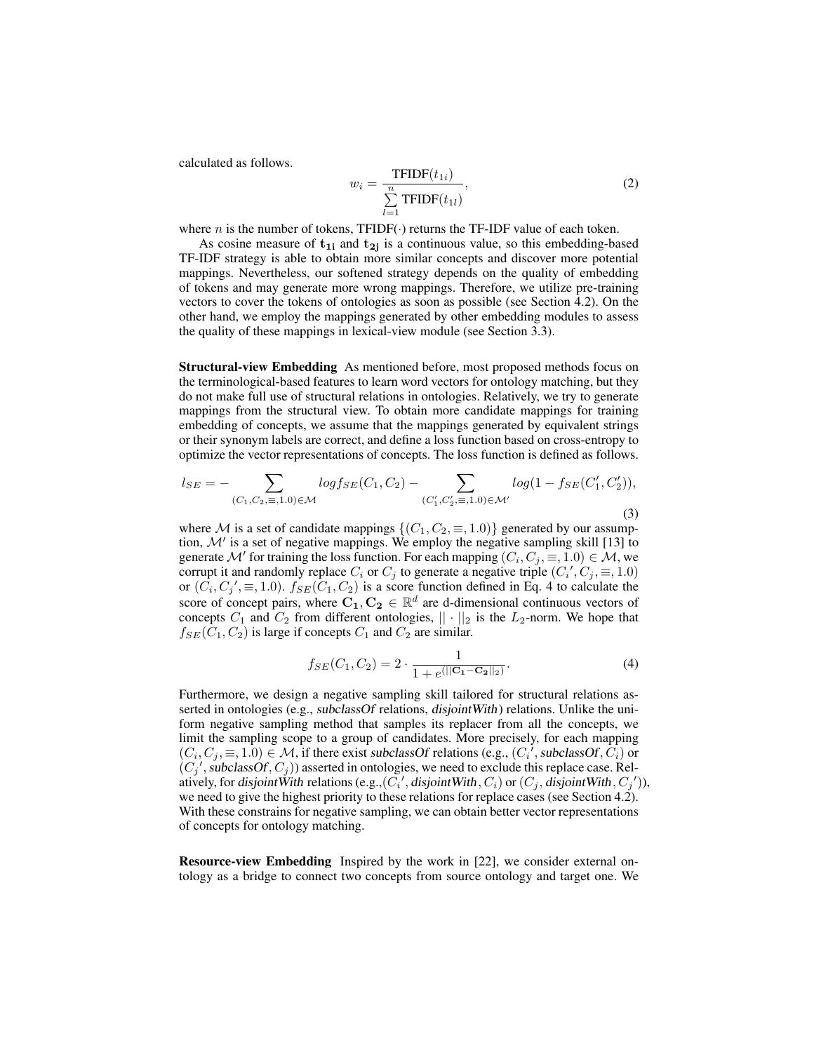calculated as follows.

$$w_i = \frac{\text{TFIDF}(t_{1i})}{\sum_{l=1}^{n} \text{TFIDF}(t_{1l})}, \tag{2}$$

where $n$ is the number of tokens, TFIDF($\cdot$) returns the TF-IDF value of each token.

As cosine measure of $\mathbf{t_{1i}}$ and $\mathbf{t_{2j}}$ is a continuous value, so this embedding-based TF-IDF strategy is able to obtain more similar concepts and discover more potential mappings. Nevertheless, our softened strategy depends on the quality of embedding of tokens and may generate more wrong mappings. Therefore, we utilize pre-training vectors to cover the tokens of ontologies as soon as possible (see Section 4.2). On the other hand, we employ the mappings generated by other embedding modules to assess the quality of these mappings in lexical-view module (see Section 3.3).

**Structural-view Embedding** As mentioned before, most proposed methods focus on the terminological-based features to learn word vectors for ontology matching, but they do not make full use of structural relations in ontologies. Relatively, we try to generate mappings from the structural view. To obtain more candidate mappings for training embedding of concepts, we assume that the mappings generated by equivalent strings or their synonym labels are correct, and define a loss function based on cross-entropy to optimize the vector representations of concepts. The loss function is defined as follows.

$$l_{SE} = -\sum_{(C_1, C_2, \equiv, 1.0) \in \mathcal{M}} log f_{SE}(C_1, C_2) - \sum_{(C_1', C_2', \equiv, 1.0) \in \mathcal{M}'} log(1 - f_{SE}(C_1', C_2')), \tag{3}$$

where $\mathcal{M}$ is a set of candidate mappings $\{(C_1, C_2, \equiv, 1.0)\}$ generated by our assumption, $\mathcal{M}'$ is a set of negative mappings. We employ the negative sampling skill [13] to generate $\mathcal{M}'$ for training the loss function. For each mapping $(C_i, C_j, \equiv, 1.0) \in \mathcal{M}$, we corrupt it and randomly replace $C_i$ or $C_j$ to generate a negative triple $(C_i', C_j, \equiv, 1.0)$ or $(C_i, C_j', \equiv, 1.0)$. $f_{SE}(C_1, C_2)$ is a score function defined in Eq. 4 to calculate the score of concept pairs, where $\mathbf{C_1}, \mathbf{C_2} \in \mathbb{R}^d$ are d-dimensional continuous vectors of concepts $C_1$ and $C_2$ from different ontologies, $||\cdot||_2$ is the $L_2$-norm. We hope that $f_{SE}(C_1, C_2)$ is large if concepts $C_1$ and $C_2$ are similar.

$$f_{SE}(C_1, C_2) = 2 \cdot \frac{1}{1 + e^{(||\mathbf{C_1} - \mathbf{C_2}||_2)}}. \tag{4}$$

Furthermore, we design a negative sampling skill tailored for structural relations asserted in ontologies (e.g., *subclassOf* relations, *disjointWith*) relations. Unlike the uniform negative sampling method that samples its replacer from all the concepts, we limit the sampling scope to a group of candidates. More precisely, for each mapping $(C_i, C_j, \equiv, 1.0) \in \mathcal{M}$, if there exist *subclassOf* relations (e.g., $(C_i', \textit{subclassOf}, C_i)$ or $(C_j', \textit{subclassOf}, C_j)$) asserted in ontologies, we need to exclude this replace case. Relatively, for *disjointWith* relations (e.g.,$(C_i', \textit{disjointWith}, C_i)$ or $(C_j, \textit{disjointWith}, C_j')$), we need to give the highest priority to these relations for replace cases (see Section 4.2). With these constrains for negative sampling, we can obtain better vector representations of concepts for ontology matching.

**Resource-view Embedding** Inspired by the work in [22], we consider external ontology as a bridge to connect two concepts from source ontology and target one. We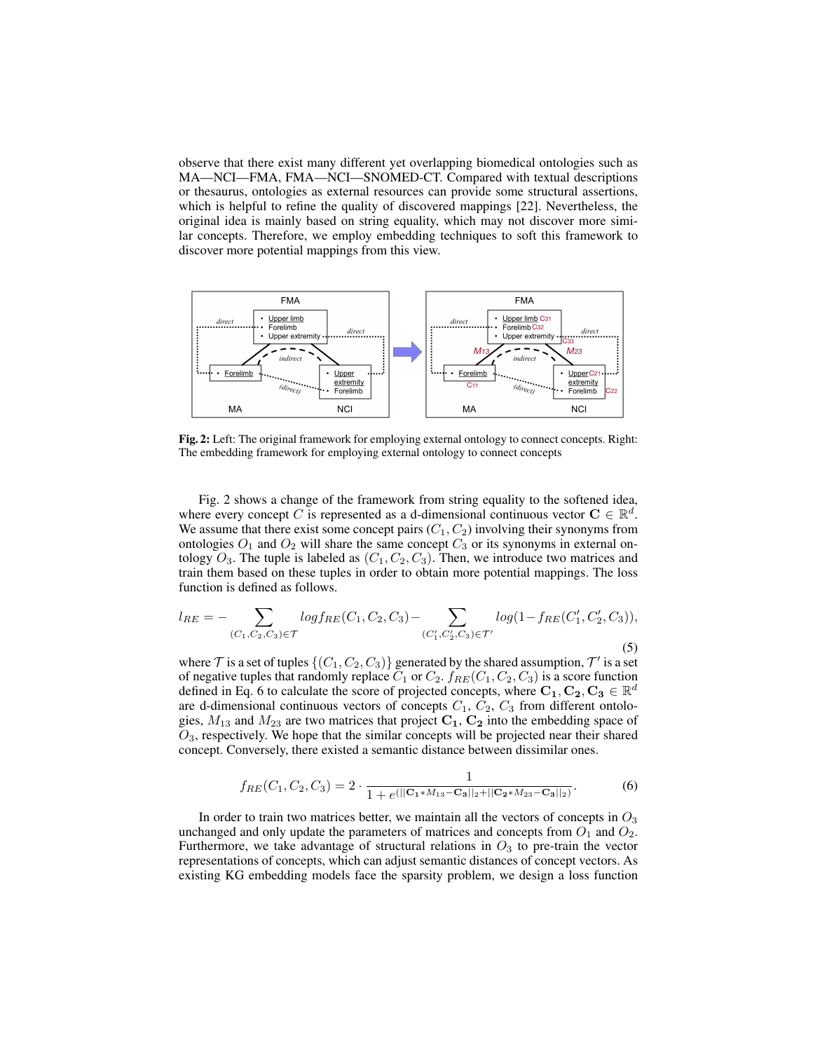observe that there exist many different yet overlapping biomedical ontologies such as MA—NCI—FMA, FMA—NCI—SNOMED-CT. Compared with textual descriptions or thesaurus, ontologies as external resources can provide some structural assertions, which is helpful to refine the quality of discovered mappings [22]. Nevertheless, the original idea is mainly based on string equality, which may not discover more similar concepts. Therefore, we employ embedding techniques to soft this framework to discover more potential mappings from this view.

**Fig. 2:** Left: The original framework for employing external ontology to connect concepts. Right: The embedding framework for employing external ontology to connect concepts

Fig. 2 shows a change of the framework from string equality to the softened idea, where every concept $C$ is represented as a d-dimensional continuous vector $\mathbf{C} \in \mathbb{R}^d$. We assume that there exist some concept pairs $(C_1, C_2)$ involving their synonyms from ontologies $O_1$ and $O_2$ will share the same concept $C_3$ or its synonyms in external ontology $O_3$. The tuple is labeled as $(C_1, C_2, C_3)$. Then, we introduce two matrices and train them based on these tuples in order to obtain more potential mappings. The loss function is defined as follows.

$$l_{RE} = -\sum_{(C_1,C_2,C_3)\in\mathcal{T}} log f_{RE}(C_1, C_2, C_3) - \sum_{(C_1',C_2',C_3)\in\mathcal{T}'} log(1 - f_{RE}(C_1', C_2', C_3)), \tag{5}$$

where $\mathcal{T}$ is a set of tuples $\{(C_1, C_2, C_3)\}$ generated by the shared assumption, $\mathcal{T}'$ is a set of negative tuples that randomly replace $C_1$ or $C_2$. $f_{RE}(C_1, C_2, C_3)$ is a score function defined in Eq. 6 to calculate the score of projected concepts, where $\mathbf{C_1}, \mathbf{C_2}, \mathbf{C_3} \in \mathbb{R}^d$ are d-dimensional continuous vectors of concepts $C_1$, $C_2$, $C_3$ from different ontologies, $M_{13}$ and $M_{23}$ are two matrices that project $\mathbf{C_1}$, $\mathbf{C_2}$ into the embedding space of $O_3$, respectively. We hope that the similar concepts will be projected near their shared concept. Conversely, there existed a semantic distance between dissimilar ones.

$$f_{RE}(C_1, C_2, C_3) = 2 \cdot \frac{1}{1 + e^{(||\mathbf{C_1} * M_{13} - \mathbf{C_3}||_2 + ||\mathbf{C_2} * M_{23} - \mathbf{C_3}||_2)}}. \tag{6}$$

In order to train two matrices better, we maintain all the vectors of concepts in $O_3$ unchanged and only update the parameters of matrices and concepts from $O_1$ and $O_2$. Furthermore, we take advantage of structural relations in $O_3$ to pre-train the vector representations of concepts, which can adjust semantic distances of concept vectors. As existing KG embedding models face the sparsity problem, we design a loss function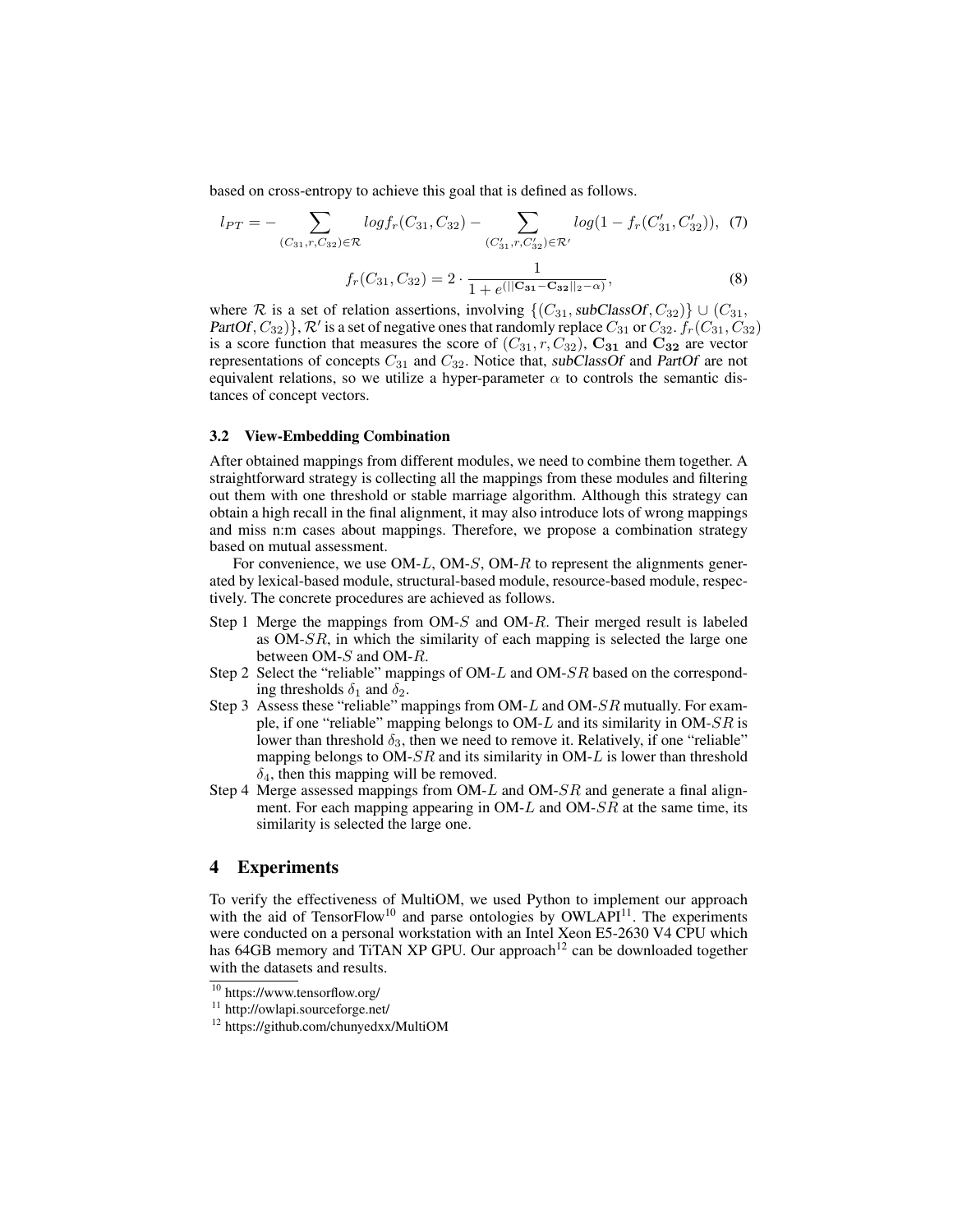based on cross-entropy to achieve this goal that is defined as follows.

$$l_{PT} = -\sum_{(C_{31},r,C_{32})\in\mathcal{R}} log f_r(C_{31}, C_{32}) - \sum_{(C'_{31},r,C'_{32})\in\mathcal{R}'} log(1 - f_r(C'_{31}, C'_{32})), \quad (7)$$

$$f_r(C_{31}, C_{32}) = 2 \cdot \frac{1}{1 + e^{(||\mathbf{C_{31}} - \mathbf{C_{32}}||_2 - \alpha)}}, \quad (8)$$

where $\mathcal{R}$ is a set of relation assertions, involving $\{(C_{31}, \textit{subClassOf}, C_{32})\} \cup (C_{31}, \textit{PartOf}, C_{32})\}$, $\mathcal{R}'$ is a set of negative ones that randomly replace $C_{31}$ or $C_{32}$. $f_r(C_{31}, C_{32})$ is a score function that measures the score of $(C_{31}, r, C_{32})$, $\mathbf{C_{31}}$ and $\mathbf{C_{32}}$ are vector representations of concepts $C_{31}$ and $C_{32}$. Notice that, *subClassOf* and *PartOf* are not equivalent relations, so we utilize a hyper-parameter $\alpha$ to controls the semantic distances of concept vectors.

### 3.2 View-Embedding Combination

After obtained mappings from different modules, we need to combine them together. A straightforward strategy is collecting all the mappings from these modules and filtering out them with one threshold or stable marriage algorithm. Although this strategy can obtain a high recall in the final alignment, it may also introduce lots of wrong mappings and miss n:m cases about mappings. Therefore, we propose a combination strategy based on mutual assessment.

For convenience, we use OM-$L$, OM-$S$, OM-$R$ to represent the alignments generated by lexical-based module, structural-based module, resource-based module, respectively. The concrete procedures are achieved as follows.

- Step 1 Merge the mappings from OM-$S$ and OM-$R$. Their merged result is labeled as OM-$SR$, in which the similarity of each mapping is selected the large one between OM-$S$ and OM-$R$.
- Step 2 Select the "reliable" mappings of OM-$L$ and OM-$SR$ based on the corresponding thresholds $\delta_1$ and $\delta_2$.
- Step 3 Assess these "reliable" mappings from OM-$L$ and OM-$SR$ mutually. For example, if one "reliable" mapping belongs to OM-$L$ and its similarity in OM-$SR$ is lower than threshold $\delta_3$, then we need to remove it. Relatively, if one "reliable" mapping belongs to OM-$SR$ and its similarity in OM-$L$ is lower than threshold $\delta_4$, then this mapping will be removed.
- Step 4 Merge assessed mappings from OM-$L$ and OM-$SR$ and generate a final alignment. For each mapping appearing in OM-$L$ and OM-$SR$ at the same time, its similarity is selected the large one.

## 4 Experiments

To verify the effectiveness of MultiOM, we used Python to implement our approach with the aid of TensorFlow[10] and parse ontologies by OWLAPI[11]. The experiments were conducted on a personal workstation with an Intel Xeon E5-2630 V4 CPU which has 64GB memory and TiTAN XP GPU. Our approach[12] can be downloaded together with the datasets and results.

[10] https://www.tensorflow.org/

[11] http://owlapi.sourceforge.net/

[12] https://github.com/chunyedxx/MultiOM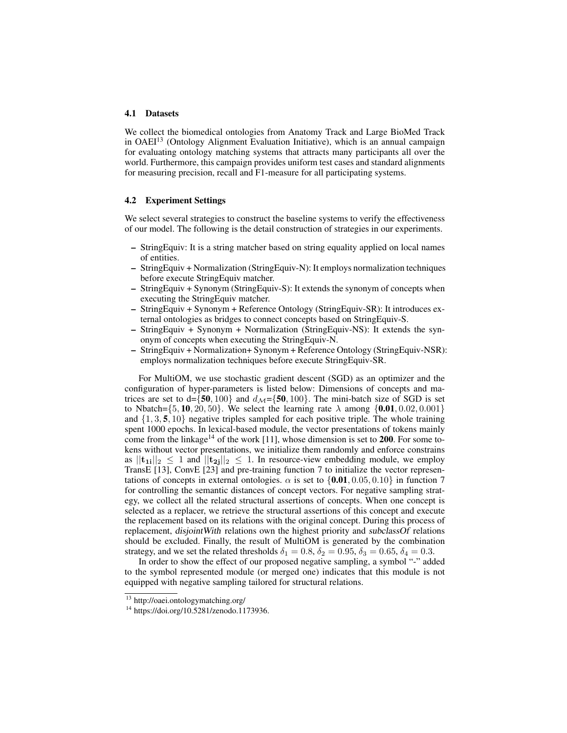### 4.1 Datasets

We collect the biomedical ontologies from Anatomy Track and Large BioMed Track in OAEI[13] (Ontology Alignment Evaluation Initiative), which is an annual campaign for evaluating ontology matching systems that attracts many participants all over the world. Furthermore, this campaign provides uniform test cases and standard alignments for measuring precision, recall and F1-measure for all participating systems.

### 4.2 Experiment Settings

We select several strategies to construct the baseline systems to verify the effectiveness of our model. The following is the detail construction of strategies in our experiments.

- StringEquiv: It is a string matcher based on string equality applied on local names of entities.
- StringEquiv + Normalization (StringEquiv-N): It employs normalization techniques before execute StringEquiv matcher.
- StringEquiv + Synonym (StringEquiv-S): It extends the synonym of concepts when executing the StringEquiv matcher.
- StringEquiv + Synonym + Reference Ontology (StringEquiv-SR): It introduces external ontologies as bridges to connect concepts based on StringEquiv-S.
- StringEquiv + Synonym + Normalization (StringEquiv-NS): It extends the synonym of concepts when executing the StringEquiv-N.
- StringEquiv + Normalization+ Synonym + Reference Ontology (StringEquiv-NSR): employs normalization techniques before execute StringEquiv-SR.

For MultiOM, we use stochastic gradient descent (SGD) as an optimizer and the configuration of hyper-parameters is listed below: Dimensions of concepts and matrices are set to d=$\{\mathbf{50}, 100\}$ and $d_{\mathcal{M}}$=$\{\mathbf{50}, 100\}$. The mini-batch size of SGD is set to Nbatch=$\{5, \mathbf{10}, 20, 50\}$. We select the learning rate $\lambda$ among $\{\mathbf{0.01}, 0.02, 0.001\}$ and $\{1, 3, \mathbf{5}, 10\}$ negative triples sampled for each positive triple. The whole training spent 1000 epochs. In lexical-based module, the vector presentations of tokens mainly come from the linkage[14] of the work [11], whose dimension is set to **200**. For some tokens without vector presentations, we initialize them randomly and enforce constrains as $||\mathbf{t_{1i}}||_2 \leq 1$ and $||\mathbf{t_{2j}}||_2 \leq 1$. In resource-view embedding module, we employ TransE [13], ConvE [23] and pre-training function 7 to initialize the vector representations of concepts in external ontologies. $\alpha$ is set to $\{\mathbf{0.01}, 0.05, 0.10\}$ in function 7 for controlling the semantic distances of concept vectors. For negative sampling strategy, we collect all the related structural assertions of concepts. When one concept is selected as a replacer, we retrieve the structural assertions of this concept and execute the replacement based on its relations with the original concept. During this process of replacement, *disjointWith* relations own the highest priority and *subclassOf* relations should be excluded. Finally, the result of MultiOM is generated by the combination strategy, and we set the related thresholds $\delta_1 = 0.8$, $\delta_2 = 0.95$, $\delta_3 = 0.65$, $\delta_4 = 0.3$.

In order to show the effect of our proposed negative sampling, a symbol "-" added to the symbol represented module (or merged one) indicates that this module is not equipped with negative sampling tailored for structural relations.

[13] http://oaei.ontologymatching.org/

[14] https://doi.org/10.5281/zenodo.1173936.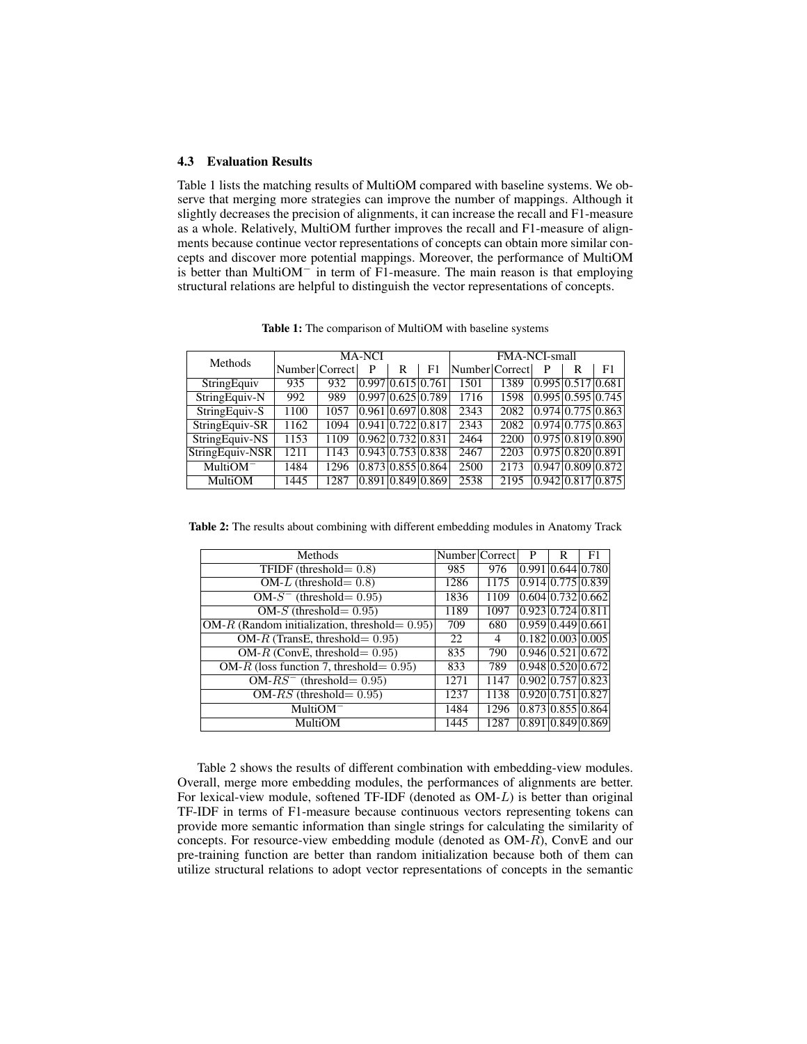### 4.3 Evaluation Results

Table 1 lists the matching results of MultiOM compared with baseline systems. We observe that merging more strategies can improve the number of mappings. Although it slightly decreases the precision of alignments, it can increase the recall and F1-measure as a whole. Relatively, MultiOM further improves the recall and F1-measure of alignments because continue vector representations of concepts can obtain more similar concepts and discover more potential mappings. Moreover, the performance of MultiOM is better than MultiOM$^-$ in term of F1-measure. The main reason is that employing structural relations are helpful to distinguish the vector representations of concepts.

**Table 1:** The comparison of MultiOM with baseline systems

| Methods | MA-NCI | | | | | FMA-NCI-small | | | | |
|---|---|---|---|---|---|---|---|---|---|---|
| | Number | Correct | P | R | F1 | Number | Correct | P | R | F1 |
| StringEquiv | 935 | 932 | 0.997 | 0.615 | 0.761 | 1501 | 1389 | 0.995 | 0.517 | 0.681 |
| StringEquiv-N | 992 | 989 | 0.997 | 0.625 | 0.789 | 1716 | 1598 | 0.995 | 0.595 | 0.745 |
| StringEquiv-S | 1100 | 1057 | 0.961 | 0.697 | 0.808 | 2343 | 2082 | 0.974 | 0.775 | 0.863 |
| StringEquiv-SR | 1162 | 1094 | 0.941 | 0.722 | 0.817 | 2343 | 2082 | 0.974 | 0.775 | 0.863 |
| StringEquiv-NS | 1153 | 1109 | 0.962 | 0.732 | 0.831 | 2464 | 2200 | 0.975 | 0.819 | 0.890 |
| StringEquiv-NSR | 1211 | 1143 | 0.943 | 0.753 | 0.838 | 2467 | 2203 | 0.975 | 0.820 | 0.891 |
| MultiOM$^-$ | 1484 | 1296 | 0.873 | 0.855 | 0.864 | 2500 | 2173 | 0.947 | 0.809 | 0.872 |
| MultiOM | 1445 | 1287 | 0.891 | 0.849 | 0.869 | 2538 | 2195 | 0.942 | 0.817 | 0.875 |

**Table 2:** The results about combining with different embedding modules in Anatomy Track

| Methods | Number | Correct | P | R | F1 |
|---|---|---|---|---|---|
| TFIDF (threshold= 0.8) | 985 | 976 | 0.991 | 0.644 | 0.780 |
| OM-$L$ (threshold= 0.8) | 1286 | 1175 | 0.914 | 0.775 | 0.839 |
| OM-$S^-$ (threshold= 0.95) | 1836 | 1109 | 0.604 | 0.732 | 0.662 |
| OM-$S$ (threshold= 0.95) | 1189 | 1097 | 0.923 | 0.724 | 0.811 |
| OM-$R$ (Random initialization, threshold= 0.95) | 709 | 680 | 0.959 | 0.449 | 0.661 |
| OM-$R$ (TransE, threshold= 0.95) | 22 | 4 | 0.182 | 0.003 | 0.005 |
| OM-$R$ (ConvE, threshold= 0.95) | 835 | 790 | 0.946 | 0.521 | 0.672 |
| OM-$R$ (loss function 7, threshold= 0.95) | 833 | 789 | 0.948 | 0.520 | 0.672 |
| OM-$RS^-$ (threshold= 0.95) | 1271 | 1147 | 0.902 | 0.757 | 0.823 |
| OM-$RS$ (threshold= 0.95) | 1237 | 1138 | 0.920 | 0.751 | 0.827 |
| MultiOM$^-$ | 1484 | 1296 | 0.873 | 0.855 | 0.864 |
| MultiOM | 1445 | 1287 | 0.891 | 0.849 | 0.869 |

Table 2 shows the results of different combination with embedding-view modules. Overall, merge more embedding modules, the performances of alignments are better. For lexical-view module, softened TF-IDF (denoted as OM-$L$) is better than original TF-IDF in terms of F1-measure because continuous vectors representing tokens can provide more semantic information than single strings for calculating the similarity of concepts. For resource-view embedding module (denoted as OM-$R$), ConvE and our pre-training function are better than random initialization because both of them can utilize structural relations to adopt vector representations of concepts in the semantic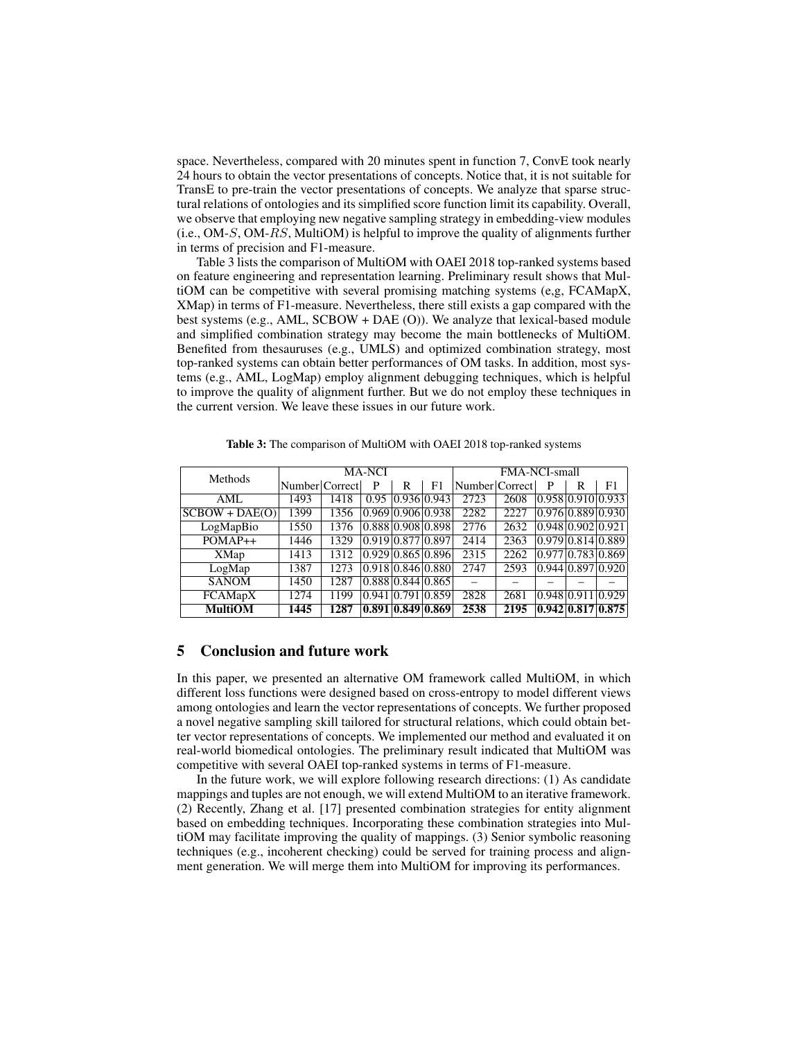space. Nevertheless, compared with 20 minutes spent in function 7, ConvE took nearly 24 hours to obtain the vector presentations of concepts. Notice that, it is not suitable for TransE to pre-train the vector presentations of concepts. We analyze that sparse structural relations of ontologies and its simplified score function limit its capability. Overall, we observe that employing new negative sampling strategy in embedding-view modules (i.e., OM-$S$, OM-$RS$, MultiOM) is helpful to improve the quality of alignments further in terms of precision and F1-measure.

Table 3 lists the comparison of MultiOM with OAEI 2018 top-ranked systems based on feature engineering and representation learning. Preliminary result shows that MultiOM can be competitive with several promising matching systems (e,g, FCAMapX, XMap) in terms of F1-measure. Nevertheless, there still exists a gap compared with the best systems (e.g., AML, SCBOW + DAE (O)). We analyze that lexical-based module and simplified combination strategy may become the main bottlenecks of MultiOM. Benefited from thesauruses (e.g., UMLS) and optimized combination strategy, most top-ranked systems can obtain better performances of OM tasks. In addition, most systems (e.g., AML, LogMap) employ alignment debugging techniques, which is helpful to improve the quality of alignment further. But we do not employ these techniques in the current version. We leave these issues in our future work.

**Table 3:** The comparison of MultiOM with OAEI 2018 top-ranked systems

| Methods | MA-NCI | | | | | FMA-NCI-small | | | | |
|---|---|---|---|---|---|---|---|---|---|---|
| | Number | Correct | P | R | F1 | Number | Correct | P | R | F1 |
| AML | 1493 | 1418 | 0.95 | 0.936 | 0.943 | 2723 | 2608 | 0.958 | 0.910 | 0.933 |
| SCBOW + DAE(O) | 1399 | 1356 | 0.969 | 0.906 | 0.938 | 2282 | 2227 | 0.976 | 0.889 | 0.930 |
| LogMapBio | 1550 | 1376 | 0.888 | 0.908 | 0.898 | 2776 | 2632 | 0.948 | 0.902 | 0.921 |
| POMAP++ | 1446 | 1329 | 0.919 | 0.877 | 0.897 | 2414 | 2363 | 0.979 | 0.814 | 0.889 |
| XMap | 1413 | 1312 | 0.929 | 0.865 | 0.896 | 2315 | 2262 | 0.977 | 0.783 | 0.869 |
| LogMap | 1387 | 1273 | 0.918 | 0.846 | 0.880 | 2747 | 2593 | 0.944 | 0.897 | 0.920 |
| SANOM | 1450 | 1287 | 0.888 | 0.844 | 0.865 | – | – | – | – | – |
| FCAMapX | 1274 | 1199 | 0.941 | 0.791 | 0.859 | 2828 | 2681 | 0.948 | 0.911 | 0.929 |
| **MultiOM** | **1445** | **1287** | **0.891** | **0.849** | **0.869** | **2538** | **2195** | **0.942** | **0.817** | **0.875** |

## 5 Conclusion and future work

In this paper, we presented an alternative OM framework called MultiOM, in which different loss functions were designed based on cross-entropy to model different views among ontologies and learn the vector representations of concepts. We further proposed a novel negative sampling skill tailored for structural relations, which could obtain better vector representations of concepts. We implemented our method and evaluated it on real-world biomedical ontologies. The preliminary result indicated that MultiOM was competitive with several OAEI top-ranked systems in terms of F1-measure.

In the future work, we will explore following research directions: (1) As candidate mappings and tuples are not enough, we will extend MultiOM to an iterative framework. (2) Recently, Zhang et al. [17] presented combination strategies for entity alignment based on embedding techniques. Incorporating these combination strategies into MultiOM may facilitate improving the quality of mappings. (3) Senior symbolic reasoning techniques (e.g., incoherent checking) could be served for training process and alignment generation. We will merge them into MultiOM for improving its performances.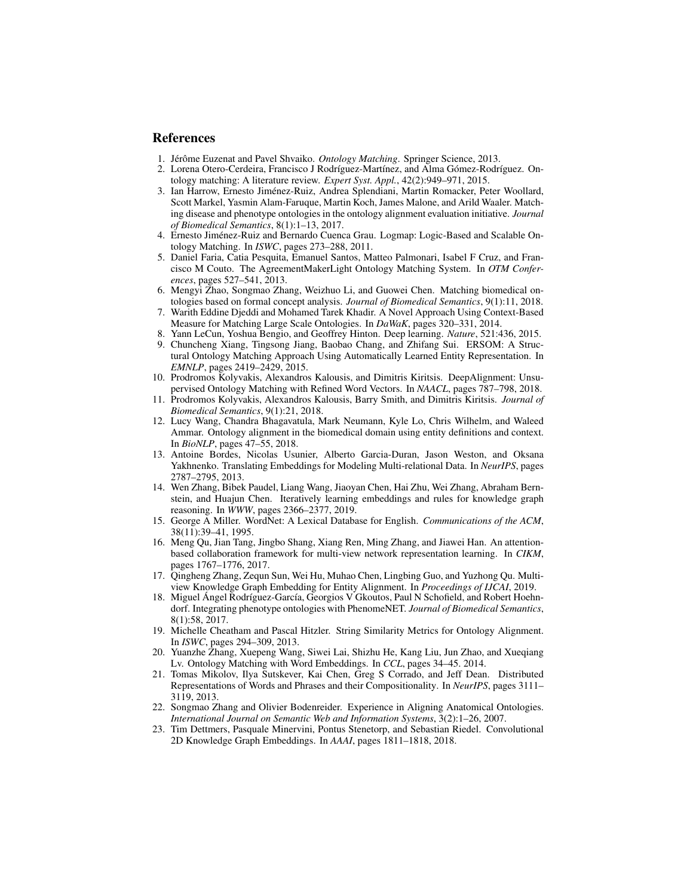## References

1. Jérôme Euzenat and Pavel Shvaiko. *Ontology Matching*. Springer Science, 2013.
2. Lorena Otero-Cerdeira, Francisco J Rodríguez-Martínez, and Alma Gómez-Rodríguez. Ontology matching: A literature review. *Expert Syst. Appl.*, 42(2):949–971, 2015.
3. Ian Harrow, Ernesto Jiménez-Ruiz, Andrea Splendiani, Martin Romacker, Peter Woollard, Scott Markel, Yasmin Alam-Faruque, Martin Koch, James Malone, and Arild Waaler. Matching disease and phenotype ontologies in the ontology alignment evaluation initiative. *Journal of Biomedical Semantics*, 8(1):1–13, 2017.
4. Ernesto Jiménez-Ruiz and Bernardo Cuenca Grau. Logmap: Logic-Based and Scalable Ontology Matching. In *ISWC*, pages 273–288, 2011.
5. Daniel Faria, Catia Pesquita, Emanuel Santos, Matteo Palmonari, Isabel F Cruz, and Francisco M Couto. The AgreementMakerLight Ontology Matching System. In *OTM Conferences*, pages 527–541, 2013.
6. Mengyi Zhao, Songmao Zhang, Weizhuo Li, and Guowei Chen. Matching biomedical ontologies based on formal concept analysis. *Journal of Biomedical Semantics*, 9(1):11, 2018.
7. Warith Eddine Djeddi and Mohamed Tarek Khadir. A Novel Approach Using Context-Based Measure for Matching Large Scale Ontologies. In *DaWaK*, pages 320–331, 2014.
8. Yann LeCun, Yoshua Bengio, and Geoffrey Hinton. Deep learning. *Nature*, 521:436, 2015.
9. Chuncheng Xiang, Tingsong Jiang, Baobao Chang, and Zhifang Sui. ERSOM: A Structural Ontology Matching Approach Using Automatically Learned Entity Representation. In *EMNLP*, pages 2419–2429, 2015.
10. Prodromos Kolyvakis, Alexandros Kalousis, and Dimitris Kiritsis. DeepAlignment: Unsupervised Ontology Matching with Refined Word Vectors. In *NAACL*, pages 787–798, 2018.
11. Prodromos Kolyvakis, Alexandros Kalousis, Barry Smith, and Dimitris Kiritsis. *Journal of Biomedical Semantics*, 9(1):21, 2018.
12. Lucy Wang, Chandra Bhagavatula, Mark Neumann, Kyle Lo, Chris Wilhelm, and Waleed Ammar. Ontology alignment in the biomedical domain using entity definitions and context. In *BioNLP*, pages 47–55, 2018.
13. Antoine Bordes, Nicolas Usunier, Alberto Garcia-Duran, Jason Weston, and Oksana Yakhnenko. Translating Embeddings for Modeling Multi-relational Data. In *NeurIPS*, pages 2787–2795, 2013.
14. Wen Zhang, Bibek Paudel, Liang Wang, Jiaoyan Chen, Hai Zhu, Wei Zhang, Abraham Bernstein, and Huajun Chen. Iteratively learning embeddings and rules for knowledge graph reasoning. In *WWW*, pages 2366–2377, 2019.
15. George A Miller. WordNet: A Lexical Database for English. *Communications of the ACM*, 38(11):39–41, 1995.
16. Meng Qu, Jian Tang, Jingbo Shang, Xiang Ren, Ming Zhang, and Jiawei Han. An attention-based collaboration framework for multi-view network representation learning. In *CIKM*, pages 1767–1776, 2017.
17. Qingheng Zhang, Zequn Sun, Wei Hu, Muhao Chen, Lingbing Guo, and Yuzhong Qu. Multi-view Knowledge Graph Embedding for Entity Alignment. In *Proceedings of IJCAI*, 2019.
18. Miguel Ángel Rodríguez-García, Georgios V Gkoutos, Paul N Schofield, and Robert Hoehndorf. Integrating phenotype ontologies with PhenomeNET. *Journal of Biomedical Semantics*, 8(1):58, 2017.
19. Michelle Cheatham and Pascal Hitzler. String Similarity Metrics for Ontology Alignment. In *ISWC*, pages 294–309, 2013.
20. Yuanzhe Zhang, Xuepeng Wang, Siwei Lai, Shizhu He, Kang Liu, Jun Zhao, and Xueqiang Lv. Ontology Matching with Word Embeddings. In *CCL*, pages 34–45. 2014.
21. Tomas Mikolov, Ilya Sutskever, Kai Chen, Greg S Corrado, and Jeff Dean. Distributed Representations of Words and Phrases and their Compositionality. In *NeurIPS*, pages 3111–3119, 2013.
22. Songmao Zhang and Olivier Bodenreider. Experience in Aligning Anatomical Ontologies. *International Journal on Semantic Web and Information Systems*, 3(2):1–26, 2007.
23. Tim Dettmers, Pasquale Minervini, Pontus Stenetorp, and Sebastian Riedel. Convolutional 2D Knowledge Graph Embeddings. In *AAAI*, pages 1811–1818, 2018.